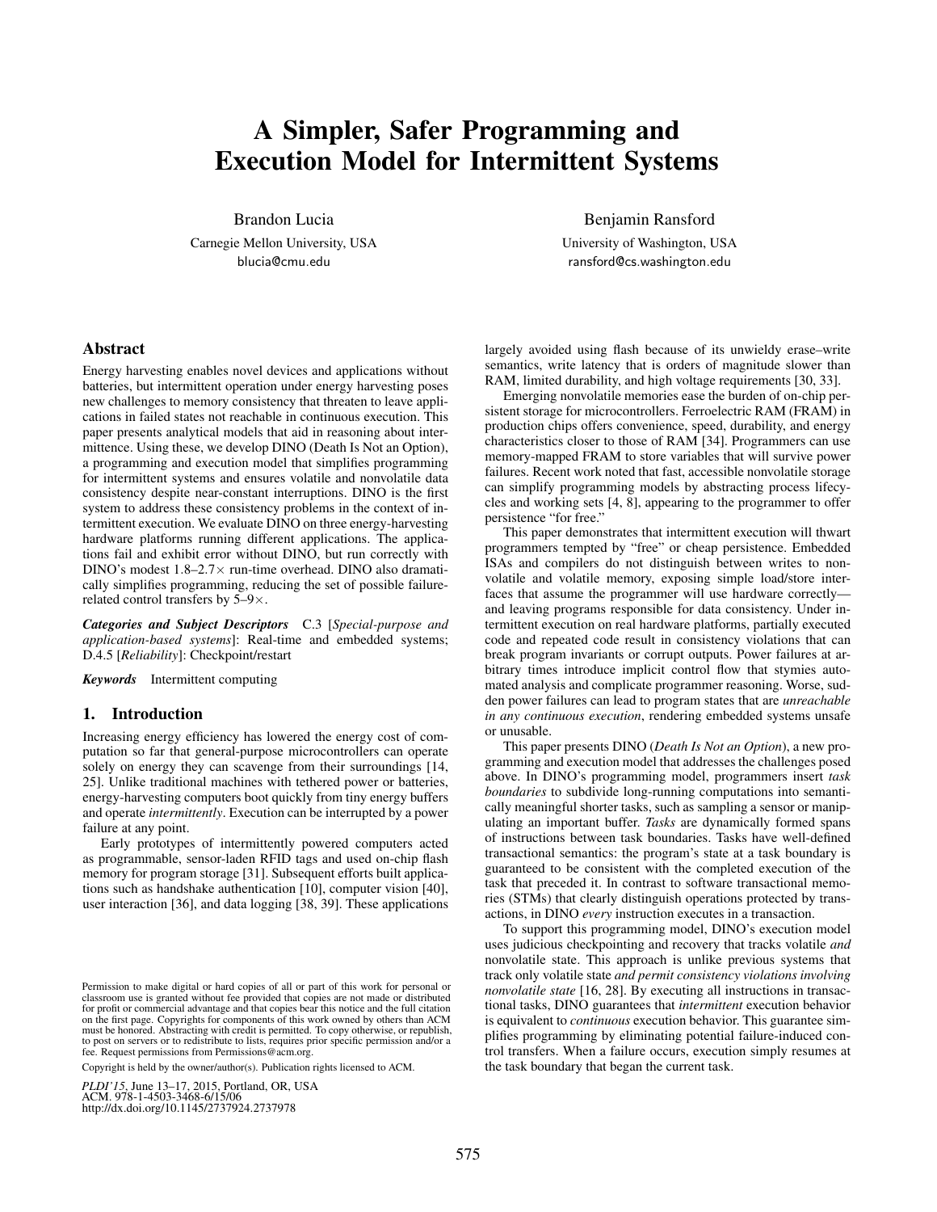# A Simpler, Safer Programming and Execution Model for Intermittent Systems

Brandon Lucia
Carnegie Mellon University, USA
blucia@cmu.edu

Benjamin Ransford
University of Washington, USA
ransford@cs.washington.edu

## Abstract

Energy harvesting enables novel devices and applications without batteries, but intermittent operation under energy harvesting poses new challenges to memory consistency that threaten to leave applications in failed states not reachable in continuous execution. This paper presents analytical models that aid in reasoning about intermittence. Using these, we develop DINO (Death Is Not an Option), a programming and execution model that simplifies programming for intermittent systems and ensures volatile and nonvolatile data consistency despite near-constant interruptions. DINO is the first system to address these consistency problems in the context of intermittent execution. We evaluate DINO on three energy-harvesting hardware platforms running different applications. The applications fail and exhibit error without DINO, but run correctly with DINO's modest 1.8–2.7× run-time overhead. DINO also dramatically simplifies programming, reducing the set of possible failure-related control transfers by 5–9×.

***Categories and Subject Descriptors*** C.3 [*Special-purpose and application-based systems*]: Real-time and embedded systems; D.4.5 [*Reliability*]: Checkpoint/restart

***Keywords*** Intermittent computing

## 1. Introduction

Increasing energy efficiency has lowered the energy cost of computation so far that general-purpose microcontrollers can operate solely on energy they can scavenge from their surroundings [14, 25]. Unlike traditional machines with tethered power or batteries, energy-harvesting computers boot quickly from tiny energy buffers and operate *intermittently*. Execution can be interrupted by a power failure at any point.

Early prototypes of intermittently powered computers acted as programmable, sensor-laden RFID tags and used on-chip flash memory for program storage [31]. Subsequent efforts built applications such as handshake authentication [10], computer vision [40], user interaction [36], and data logging [38, 39]. These applications largely avoided using flash because of its unwieldy erase–write semantics, write latency that is orders of magnitude slower than RAM, limited durability, and high voltage requirements [30, 33].

Emerging nonvolatile memories ease the burden of on-chip persistent storage for microcontrollers. Ferroelectric RAM (FRAM) in production chips offers convenience, speed, durability, and energy characteristics closer to those of RAM [34]. Programmers can use memory-mapped FRAM to store variables that will survive power failures. Recent work noted that fast, accessible nonvolatile storage can simplify programming models by abstracting process lifecycles and working sets [4, 8], appearing to the programmer to offer persistence "for free."

This paper demonstrates that intermittent execution will thwart programmers tempted by "free" or cheap persistence. Embedded ISAs and compilers do not distinguish between writes to nonvolatile and volatile memory, exposing simple load/store interfaces that assume the programmer will use hardware correctly—and leaving programs responsible for data consistency. Under intermittent execution on real hardware platforms, partially executed code and repeated code result in consistency violations that can break program invariants or corrupt outputs. Power failures at arbitrary times introduce implicit control flow that stymies automated analysis and complicate programmer reasoning. Worse, sudden power failures can lead to program states that are *unreachable in any continuous execution*, rendering embedded systems unsafe or unusable.

This paper presents DINO (*Death Is Not an Option*), a new programming and execution model that addresses the challenges posed above. In DINO's programming model, programmers insert *task boundaries* to subdivide long-running computations into semantically meaningful shorter tasks, such as sampling a sensor or manipulating an important buffer. *Tasks* are dynamically formed spans of instructions between task boundaries. Tasks have well-defined transactional semantics: the program's state at a task boundary is guaranteed to be consistent with the completed execution of the task that preceded it. In contrast to software transactional memories (STMs) that clearly distinguish operations protected by transactions, in DINO *every* instruction executes in a transaction.

To support this programming model, DINO's execution model uses judicious checkpointing and recovery that tracks volatile *and* nonvolatile state. This approach is unlike previous systems that track only volatile state *and permit consistency violations involving nonvolatile state* [16, 28]. By executing all instructions in transactional tasks, DINO guarantees that *intermittent* execution behavior is equivalent to *continuous* execution behavior. This guarantee simplifies programming by eliminating potential failure-induced control transfers. When a failure occurs, execution simply resumes at the task boundary that began the current task.

Permission to make digital or hard copies of all or part of this work for personal or classroom use is granted without fee provided that copies are not made or distributed for profit or commercial advantage and that copies bear this notice and the full citation on the first page. Copyrights for components of this work owned by others than ACM must be honored. Abstracting with credit is permitted. To copy otherwise, or republish, to post on servers or to redistribute to lists, requires prior specific permission and/or a fee. Request permissions from Permissions@acm.org.

Copyright is held by the owner/author(s). Publication rights licensed to ACM.

*PLDI'15*, June 13–17, 2015, Portland, OR, USA
ACM. 978-1-4503-3468-6/15/06
http://dx.doi.org/10.1145/2737924.2737978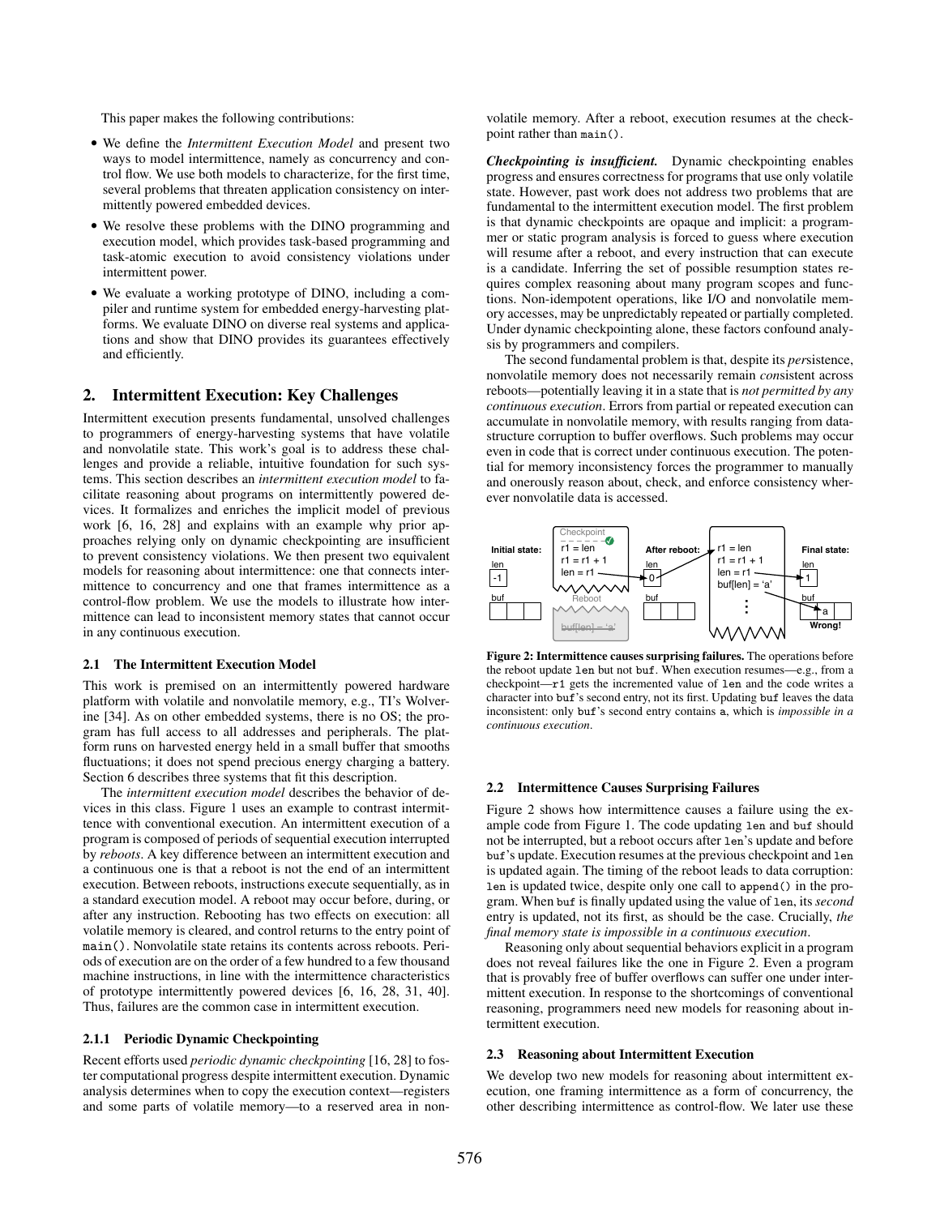This paper makes the following contributions:

- We define the *Intermittent Execution Model* and present two ways to model intermittence, namely as concurrency and control flow. We use both models to characterize, for the first time, several problems that threaten application consistency on intermittently powered embedded devices.
- We resolve these problems with the DINO programming and execution model, which provides task-based programming and task-atomic execution to avoid consistency violations under intermittent power.
- We evaluate a working prototype of DINO, including a compiler and runtime system for embedded energy-harvesting platforms. We evaluate DINO on diverse real systems and applications and show that DINO provides its guarantees effectively and efficiently.

## 2. Intermittent Execution: Key Challenges

Intermittent execution presents fundamental, unsolved challenges to programmers of energy-harvesting systems that have volatile and nonvolatile state. This work's goal is to address these challenges and provide a reliable, intuitive foundation for such systems. This section describes an *intermittent execution model* to facilitate reasoning about programs on intermittently powered devices. It formalizes and enriches the implicit model of previous work [6, 16, 28] and explains with an example why prior approaches relying only on dynamic checkpointing are insufficient to prevent consistency violations. We then present two equivalent models for reasoning about intermittence: one that connects intermittence to concurrency and one that frames intermittence as a control-flow problem. We use the models to illustrate how intermittence can lead to inconsistent memory states that cannot occur in any continuous execution.

### 2.1 The Intermittent Execution Model

This work is premised on an intermittently powered hardware platform with volatile and nonvolatile memory, e.g., TI's Wolverine [34]. As on other embedded systems, there is no OS; the program has full access to all addresses and peripherals. The platform runs on harvested energy held in a small buffer that smooths fluctuations; it does not spend precious energy charging a battery. Section 6 describes three systems that fit this description.

The *intermittent execution model* describes the behavior of devices in this class. Figure 1 uses an example to contrast intermittence with conventional execution. An intermittent execution of a program is composed of periods of sequential execution interrupted by *reboots*. A key difference between an intermittent execution and a continuous one is that a reboot is not the end of an intermittent execution. Between reboots, instructions execute sequentially, as in a standard execution model. A reboot may occur before, during, or after any instruction. Rebooting has two effects on execution: all volatile memory is cleared, and control returns to the entry point of `main()`. Nonvolatile state retains its contents across reboots. Periods of execution are on the order of a few hundred to a few thousand machine instructions, in line with the intermittence characteristics of prototype intermittently powered devices [6, 16, 28, 31, 40]. Thus, failures are the common case in intermittent execution.

#### 2.1.1 Periodic Dynamic Checkpointing

Recent efforts used *periodic dynamic checkpointing* [16, 28] to foster computational progress despite intermittent execution. Dynamic analysis determines when to copy the execution context—registers and some parts of volatile memory—to a reserved area in nonvolatile memory. After a reboot, execution resumes at the checkpoint rather than `main()`.

***Checkpointing is insufficient.*** Dynamic checkpointing enables progress and ensures correctness for programs that use only volatile state. However, past work does not address two problems that are fundamental to the intermittent execution model. The first problem is that dynamic checkpoints are opaque and implicit: a programmer or static program analysis is forced to guess where execution will resume after a reboot, and every instruction that can execute is a candidate. Inferring the set of possible resumption states requires complex reasoning about many program scopes and functions. Non-idempotent operations, like I/O and nonvolatile memory accesses, may be unpredictably repeated or partially completed. Under dynamic checkpointing alone, these factors confound analysis by programmers and compilers.

The second fundamental problem is that, despite its *per*sistence, nonvolatile memory does not necessarily remain *con*sistent across reboots—potentially leaving it in a state that is *not permitted by any continuous execution*. Errors from partial or repeated execution can accumulate in nonvolatile memory, with results ranging from data-structure corruption to buffer overflows. Such problems may occur even in code that is correct under continuous execution. The potential for memory inconsistency forces the programmer to manually and onerously reason about, check, and enforce consistency wherever nonvolatile data is accessed.

Initial state: len -1 buf
Checkpoint r1 = len r1 = r1 + 1 len = r1 Reboot buf[len] = 'a'
After reboot: len 0 buf
r1 = len r1 = r1 + 1 len = r1 buf[len] = 'a'
Final state: len 1 buf a Wrong!

**Figure 2: Intermittence causes surprising failures.** The operations before the reboot update `len` but not `buf`. When execution resumes—e.g., from a checkpoint—`r1` gets the incremented value of `len` and the code writes a character into `buf`'s second entry, not its first. Updating `buf` leaves the data inconsistent: only `buf`'s second entry contains `a`, which is *impossible in a continuous execution*.

### 2.2 Intermittence Causes Surprising Failures

Figure 2 shows how intermittence causes a failure using the example code from Figure 1. The code updating `len` and `buf` should not be interrupted, but a reboot occurs after `len`'s update and before `buf`'s update. Execution resumes at the previous checkpoint and `len` is updated again. The timing of the reboot leads to data corruption: `len` is updated twice, despite only one call to `append()` in the program. When `buf` is finally updated using the value of `len`, its *second* entry is updated, not its first, as should be the case. Crucially, *the final memory state is impossible in a continuous execution*.

Reasoning only about sequential behaviors explicit in a program does not reveal failures like the one in Figure 2. Even a program that is provably free of buffer overflows can suffer one under intermittent execution. In response to the shortcomings of conventional reasoning, programmers need new models for reasoning about intermittent execution.

### 2.3 Reasoning about Intermittent Execution

We develop two new models for reasoning about intermittent execution, one framing intermittence as a form of concurrency, the other describing intermittence as control-flow. We later use these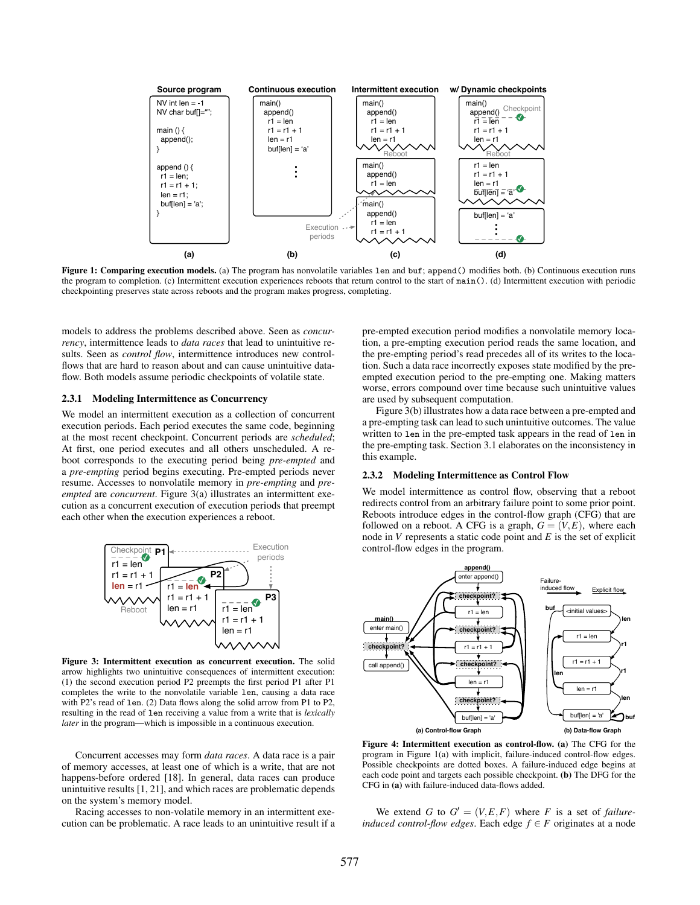**Figure 1: Comparing execution models.** (a) The program has nonvolatile variables `len` and `buf`; `append()` modifies both. (b) Continuous execution runs the program to completion. (c) Intermittent execution experiences reboots that return control to the start of `main()`. (d) Intermittent execution with periodic checkpointing preserves state across reboots and the program makes progress, completing.

models to address the problems described above. Seen as *concurrency*, intermittence leads to *data races* that lead to unintuitive results. Seen as *control flow*, intermittence introduces new control-flows that are hard to reason about and can cause unintuitive data-flow. Both models assume periodic checkpoints of volatile state.

### 2.3.1 Modeling Intermittence as Concurrency

We model an intermittent execution as a collection of concurrent execution periods. Each period executes the same code, beginning at the most recent checkpoint. Concurrent periods are *scheduled*; At first, one period executes and all others unscheduled. A reboot corresponds to the executing period being *pre-empted* and a *pre-empting* period begins executing. Pre-empted periods never resume. Accesses to nonvolatile memory in *pre-empting* and *pre-empted* are *concurrent*. Figure 3(a) illustrates an intermittent execution as a concurrent execution of execution periods that preempt each other when the execution experiences a reboot.

**Figure 3: Intermittent execution as concurrent execution.** The solid arrow highlights two unintuitive consequences of intermittent execution: (1) the second execution period P2 preempts the first period P1 after P1 completes the write to the nonvolatile variable `len`, causing a data race with P2's read of `len`. (2) Data flows along the solid arrow from P1 to P2, resulting in the read of `len` receiving a value from a write that is *lexically later* in the program—which is impossible in a continuous execution.

Concurrent accesses may form *data races*. A data race is a pair of memory accesses, at least one of which is a write, that are not happens-before ordered [18]. In general, data races can produce unintuitive results [1, 21], and which races are problematic depends on the system's memory model.

Racing accesses to non-volatile memory in an intermittent execution can be problematic. A race leads to an unintuitive result if a pre-empted execution period modifies a nonvolatile memory location, a pre-empting execution period reads the same location, and the pre-empting period's read precedes all of its writes to the location. Such a data race incorrectly exposes state modified by the pre-empted execution period to the pre-empting one. Making matters worse, errors compound over time because such unintuitive values are used by subsequent computation.

Figure 3(b) illustrates how a data race between a pre-empted and a pre-empting task can lead to such unintuitive outcomes. The value written to `len` in the pre-empted task appears in the read of `len` in the pre-empting task. Section 3.1 elaborates on the inconsistency in this example.

### 2.3.2 Modeling Intermittence as Control Flow

We model intermittence as control flow, observing that a reboot redirects control from an arbitrary failure point to some prior point. Reboots introduce edges in the control-flow graph (CFG) that are followed on a reboot. A CFG is a graph, $G = (V, E)$, where each node in $V$ represents a static code point and $E$ is the set of explicit control-flow edges in the program.

**Figure 4: Intermittent execution as control-flow. (a)** The CFG for the program in Figure 1(a) with implicit, failure-induced control-flow edges. Possible checkpoints are dotted boxes. A failure-induced edge begins at each code point and targets each possible checkpoint. **(b)** The DFG for the CFG in **(a)** with failure-induced data-flows added.

We extend $G$ to $G' = (V, E, F)$ where $F$ is a set of *failure-induced control-flow edges*. Each edge $f \in F$ originates at a node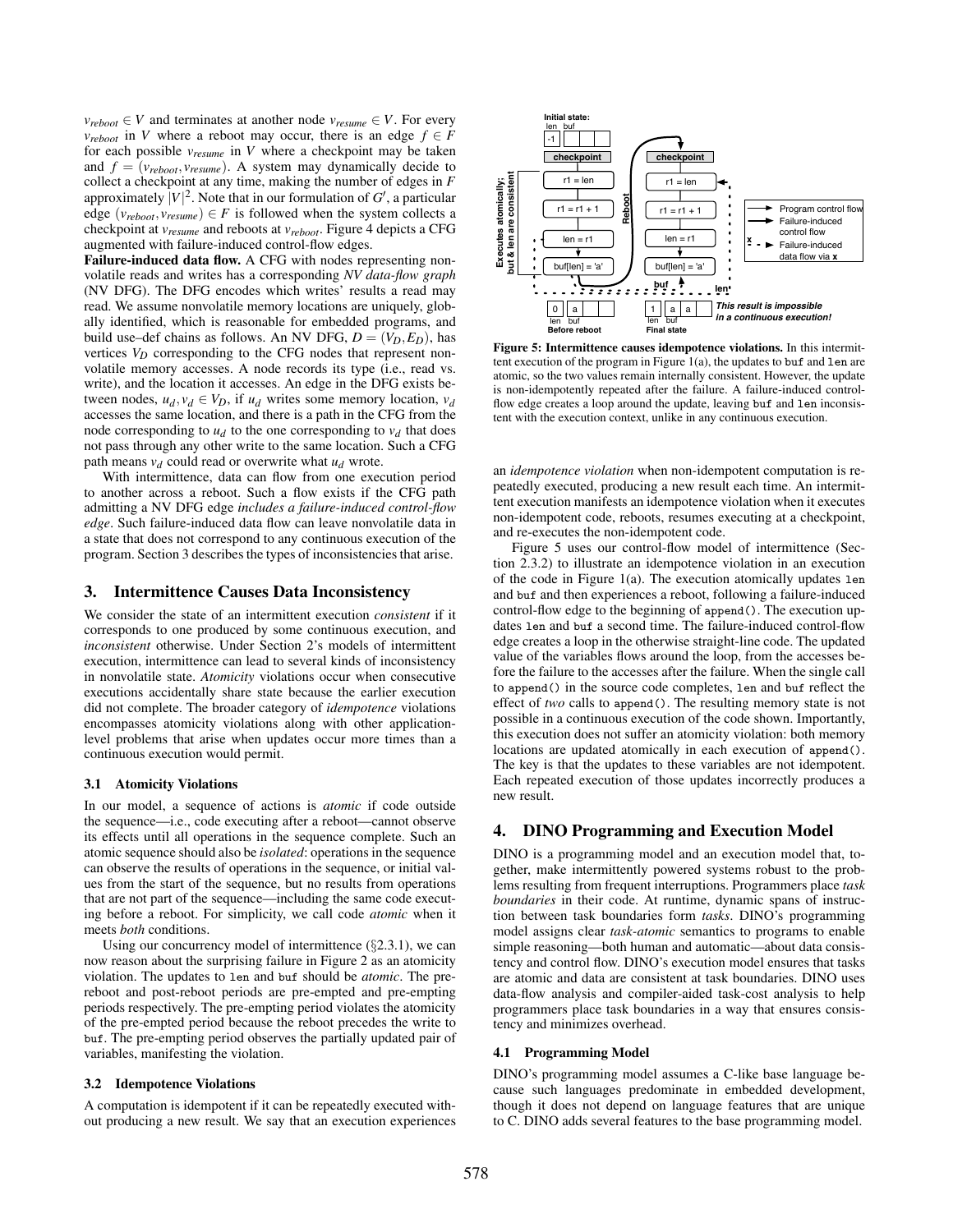$v_{reboot} \in V$ and terminates at another node $v_{resume} \in V$. For every $v_{reboot}$ in $V$ where a reboot may occur, there is an edge $f \in F$ for each possible $v_{resume}$ in $V$ where a checkpoint may be taken and $f = (v_{reboot}, v_{resume})$. A system may dynamically decide to collect a checkpoint at any time, making the number of edges in $F$ approximately $|V|^2$. Note that in our formulation of $G'$, a particular edge $(v_{reboot}, v_{resume}) \in F$ is followed when the system collects a checkpoint at $v_{resume}$ and reboots at $v_{reboot}$. Figure 4 depicts a CFG augmented with failure-induced control-flow edges.

**Failure-induced data flow.** A CFG with nodes representing non-volatile reads and writes has a corresponding *NV data-flow graph* (NV DFG). The DFG encodes which writes' results a read may read. We assume nonvolatile memory locations are uniquely, globally identified, which is reasonable for embedded programs, and build use–def chains as follows. An NV DFG, $D = (V_D, E_D)$, has vertices $V_D$ corresponding to the CFG nodes that represent nonvolatile memory accesses. A node records its type (i.e., read vs. write), and the location it accesses. An edge in the DFG exists between nodes, $u_d, v_d \in V_D$, if $u_d$ writes some memory location, $v_d$ accesses the same location, and there is a path in the CFG from the node corresponding to $u_d$ to the one corresponding to $v_d$ that does not pass through any other write to the same location. Such a CFG path means $v_d$ could read or overwrite what $u_d$ wrote.

With intermittence, data can flow from one execution period to another across a reboot. Such a flow exists if the CFG path admitting a NV DFG edge *includes a failure-induced control-flow edge*. Such failure-induced data flow can leave nonvolatile data in a state that does not correspond to any continuous execution of the program. Section 3 describes the types of inconsistencies that arise.

## 3. Intermittence Causes Data Inconsistency

We consider the state of an intermittent execution *consistent* if it corresponds to one produced by some continuous execution, and *inconsistent* otherwise. Under Section 2's models of intermittent execution, intermittence can lead to several kinds of inconsistency in nonvolatile state. *Atomicity* violations occur when consecutive executions accidentally share state because the earlier execution did not complete. The broader category of *idempotence* violations encompasses atomicity violations along with other application-level problems that arise when updates occur more times than a continuous execution would permit.

### 3.1 Atomicity Violations

In our model, a sequence of actions is *atomic* if code outside the sequence—i.e., code executing after a reboot—cannot observe its effects until all operations in the sequence complete. Such an atomic sequence should also be *isolated*: operations in the sequence can observe the results of operations in the sequence, or initial values from the start of the sequence, but no results from operations that are not part of the sequence—including the same code executing before a reboot. For simplicity, we call code *atomic* when it meets *both* conditions.

Using our concurrency model of intermittence (§2.3.1), we can now reason about the surprising failure in Figure 2 as an atomicity violation. The updates to `len` and `buf` should be *atomic*. The pre-reboot and post-reboot periods are pre-empted and pre-empting periods respectively. The pre-empting period violates the atomicity of the pre-empted period because the reboot precedes the write to `buf`. The pre-empting period observes the partially updated pair of variables, manifesting the violation.

### 3.2 Idempotence Violations

A computation is idempotent if it can be repeatedly executed without producing a new result. We say that an execution experiences an *idempotence violation* when non-idempotent computation is repeatedly executed, producing a new result each time. An intermittent execution manifests an idempotence violation when it executes non-idempotent code, reboots, resumes executing at a checkpoint, and re-executes the non-idempotent code.

Initial state:
len buf
-1
checkpoint
r1 = len
r1 = r1 + 1
len = r1
buf[len] = 'a'
Executes atomically: buf & len are consistent
Reboot
checkpoint
r1 = len
r1 = r1 + 1
len = r1
buf[len] = 'a'
buf
len
0 a
len buf
Before reboot
1 a a
len buf
Final state
This result is impossible in a continuous execution!
Program control flow
Failure-induced control flow
x Failure-induced data flow via x

**Figure 5: Intermittence causes idempotence violations.** In this intermittent execution of the program in Figure 1(a), the updates to `buf` and `len` are atomic, so the two values remain internally consistent. However, the update is non-idempotently repeated after the failure. A failure-induced control-flow edge creates a loop around the update, leaving `buf` and `len` inconsistent with the execution context, unlike in any continuous execution.

Figure 5 uses our control-flow model of intermittence (Section 2.3.2) to illustrate an idempotence violation in an execution of the code in Figure 1(a). The execution atomically updates `len` and `buf` and then experiences a reboot, following a failure-induced control-flow edge to the beginning of `append()`. The execution updates `len` and `buf` a second time. The failure-induced control-flow edge creates a loop in the otherwise straight-line code. The updated value of the variables flows around the loop, from the accesses before the failure to the accesses after the failure. When the single call to `append()` in the source code completes, `len` and `buf` reflect the effect of *two* calls to `append()`. The resulting memory state is not possible in a continuous execution of the code shown. Importantly, this execution does not suffer an atomicity violation: both memory locations are updated atomically in each execution of `append()`. The key is that the updates to these variables are not idempotent. Each repeated execution of those updates incorrectly produces a new result.

## 4. DINO Programming and Execution Model

DINO is a programming model and an execution model that, together, make intermittently powered systems robust to the problems resulting from frequent interruptions. Programmers place *task boundaries* in their code. At runtime, dynamic spans of instruction between task boundaries form *tasks*. DINO's programming model assigns clear *task-atomic* semantics to programs to enable simple reasoning—both human and automatic—about data consistency and control flow. DINO's execution model ensures that tasks are atomic and data are consistent at task boundaries. DINO uses data-flow analysis and compiler-aided task-cost analysis to help programmers place task boundaries in a way that ensures consistency and minimizes overhead.

### 4.1 Programming Model

DINO's programming model assumes a C-like base language because such languages predominate in embedded development, though it does not depend on language features that are unique to C. DINO adds several features to the base programming model.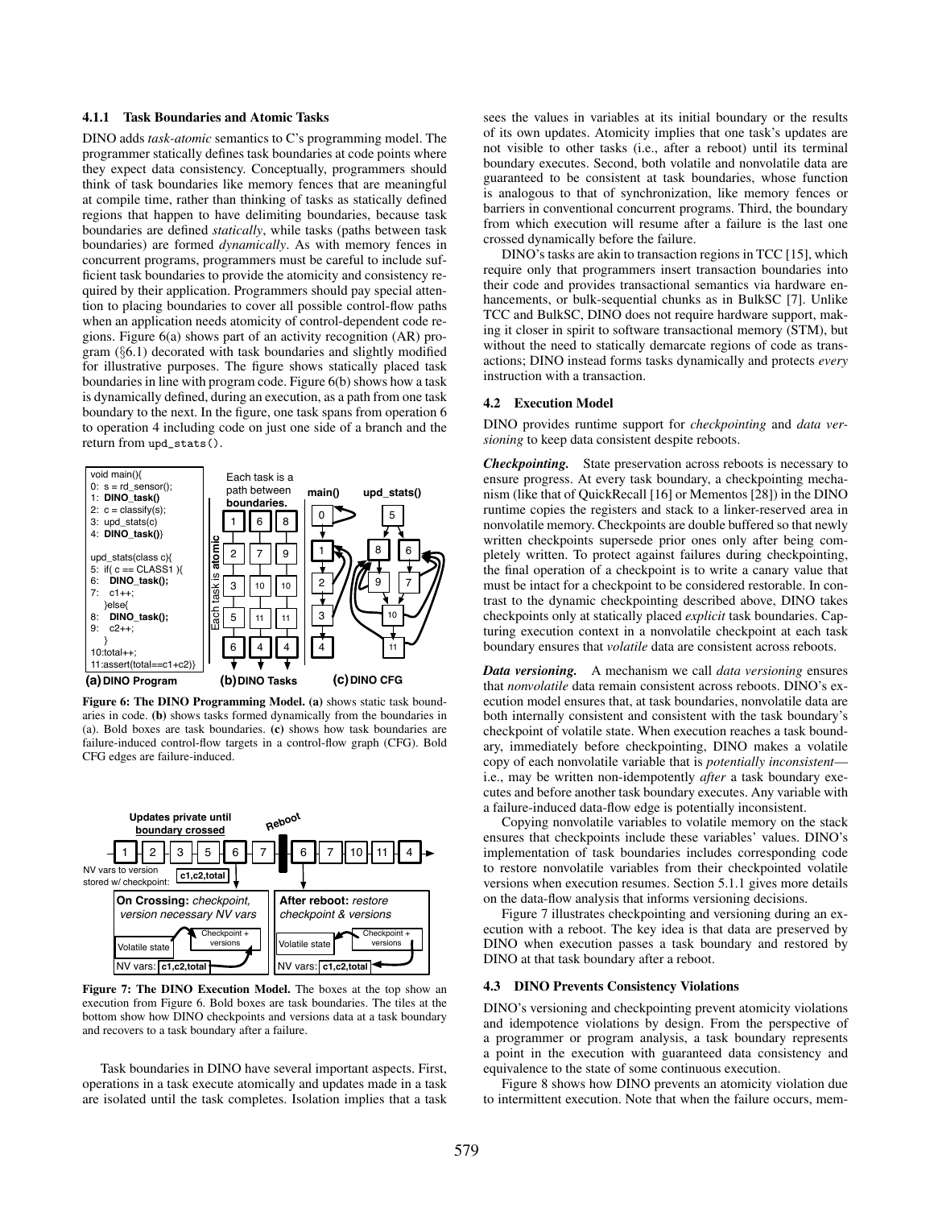#### 4.1.1 Task Boundaries and Atomic Tasks

DINO adds *task-atomic* semantics to C's programming model. The programmer statically defines task boundaries at code points where they expect data consistency. Conceptually, programmers should think of task boundaries like memory fences that are meaningful at compile time, rather than thinking of tasks as statically defined regions that happen to have delimiting boundaries, because task boundaries are defined *statically*, while tasks (paths between task boundaries) are formed *dynamically*. As with memory fences in concurrent programs, programmers must be careful to include sufficient task boundaries to provide the atomicity and consistency required by their application. Programmers should pay special attention to placing boundaries to cover all possible control-flow paths when an application needs atomicity of control-dependent code regions. Figure 6(a) shows part of an activity recognition (AR) program (§6.1) decorated with task boundaries and slightly modified for illustrative purposes. The figure shows statically placed task boundaries in line with program code. Figure 6(b) shows how a task is dynamically defined, during an execution, as a path from one task boundary to the next. In the figure, one task spans from operation 6 to operation 4 including code on just one side of a branch and the return from `upd_stats()`.

```
void main(){
0:  s = rd_sensor();
1:  DINO_task()
2:  c = classify(s);
3:  upd_stats(c)
4:  DINO_task()}

upd_stats(class c){
5: if( c == CLASS1 ){
6:   DINO_task();
7:   c1++;
   }else{
8:   DINO_task();
9:   c2++;
   }
10:total++;
11:assert(total==c1+c2)}
```

(a) DINO Program

Each task is a path between boundaries.

Each task is atomic

(b) DINO Tasks

main()

upd_stats()

(c) DINO CFG

**Figure 6: The DINO Programming Model. (a)** shows static task boundaries in code. **(b)** shows tasks formed dynamically from the boundaries in (a). Bold boxes are task boundaries. **(c)** shows how task boundaries are failure-induced control-flow targets in a control-flow graph (CFG). Bold CFG edges are failure-induced.

Updates private until boundary crossed

Reboot

NV vars to version stored w/ checkpoint: c1,c2,total

On Crossing: *checkpoint, version necessary NV vars*

After reboot: *restore checkpoint & versions*

Volatile state

Checkpoint + versions

NV vars: c1,c2,total

**Figure 7: The DINO Execution Model.** The boxes at the top show an execution from Figure 6. Bold boxes are task boundaries. The tiles at the bottom show how DINO checkpoints and versions data at a task boundary and recovers to a task boundary after a failure.

Task boundaries in DINO have several important aspects. First, operations in a task execute atomically and updates made in a task are isolated until the task completes. Isolation implies that a task sees the values in variables at its initial boundary or the results of its own updates. Atomicity implies that one task's updates are not visible to other tasks (i.e., after a reboot) until its terminal boundary executes. Second, both volatile and nonvolatile data are guaranteed to be consistent at task boundaries, whose function is analogous to that of synchronization, like memory fences or barriers in conventional concurrent programs. Third, the boundary from which execution will resume after a failure is the last one crossed dynamically before the failure.

DINO's tasks are akin to transaction regions in TCC [15], which require only that programmers insert transaction boundaries into their code and provides transactional semantics via hardware enhancements, or bulk-sequential chunks as in BulkSC [7]. Unlike TCC and BulkSC, DINO does not require hardware support, making it closer in spirit to software transactional memory (STM), but without the need to statically demarcate regions of code as transactions; DINO instead forms tasks dynamically and protects *every* instruction with a transaction.

### 4.2 Execution Model

DINO provides runtime support for *checkpointing* and *data versioning* to keep data consistent despite reboots.

***Checkpointing.*** State preservation across reboots is necessary to ensure progress. At every task boundary, a checkpointing mechanism (like that of QuickRecall [16] or Mementos [28]) in the DINO runtime copies the registers and stack to a linker-reserved area in nonvolatile memory. Checkpoints are double buffered so that newly written checkpoints supersede prior ones only after being completely written. To protect against failures during checkpointing, the final operation of a checkpoint is to write a canary value that must be intact for a checkpoint to be considered restorable. In contrast to the dynamic checkpointing described above, DINO takes checkpoints only at statically placed *explicit* task boundaries. Capturing execution context in a nonvolatile checkpoint at each task boundary ensures that *volatile* data are consistent across reboots.

***Data versioning.*** A mechanism we call *data versioning* ensures that *nonvolatile* data remain consistent across reboots. DINO's execution model ensures that, at task boundaries, nonvolatile data are both internally consistent and consistent with the task boundary's checkpoint of volatile state. When execution reaches a task boundary, immediately before checkpointing, DINO makes a volatile copy of each nonvolatile variable that is *potentially inconsistent*—i.e., may be written non-idempotently *after* a task boundary executes and before another task boundary executes. Any variable with a failure-induced data-flow edge is potentially inconsistent.

Copying nonvolatile variables to volatile memory on the stack ensures that checkpoints include these variables' values. DINO's implementation of task boundaries includes corresponding code to restore nonvolatile variables from their checkpointed volatile versions when execution resumes. Section 5.1.1 gives more details on the data-flow analysis that informs versioning decisions.

Figure 7 illustrates checkpointing and versioning during an execution with a reboot. The key idea is that data are preserved by DINO when execution passes a task boundary and restored by DINO at that task boundary after a reboot.

### 4.3 DINO Prevents Consistency Violations

DINO's versioning and checkpointing prevent atomicity violations and idempotence violations by design. From the perspective of a programmer or program analysis, a task boundary represents a point in the execution with guaranteed data consistency and equivalence to the state of some continuous execution.

Figure 8 shows how DINO prevents an atomicity violation due to intermittent execution. Note that when the failure occurs, mem-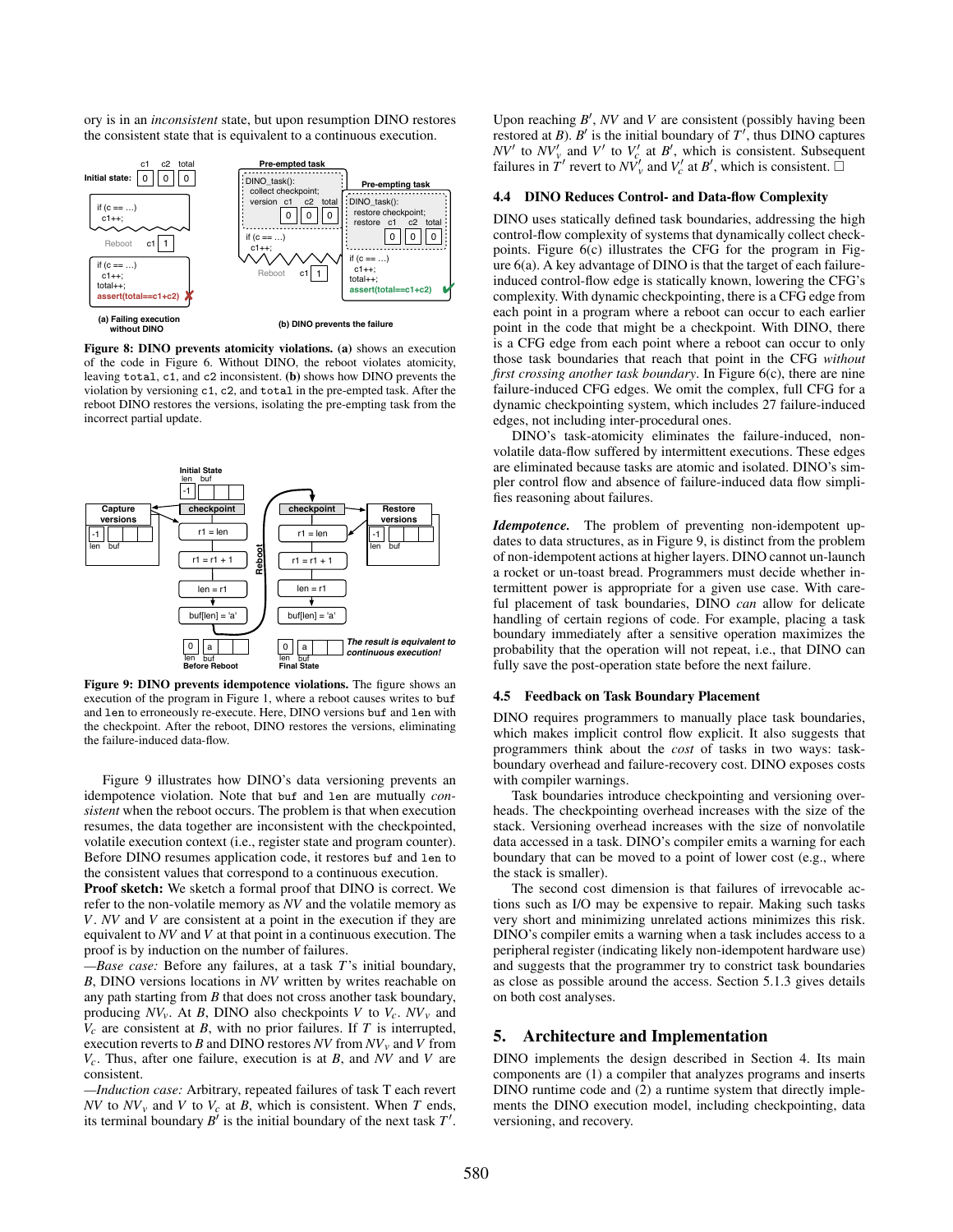ory is in an *inconsistent* state, but upon resumption DINO restores the consistent state that is equivalent to a continuous execution.

Initial state: c1 0 c2 0 total 0

if (c == ...)
c1++;

Reboot c1 1

if (c == ...)
c1++;
total++;
assert(total==c1+c2)

(a) Failing execution without DINO

Pre-empted task
DINO_task():
collect checkpoint;
version c1 c2 total
0 0 0

if (c == ...)
c1++;

Reboot c1 1

Pre-empting task
DINO_task():
restore checkpoint;
restore c1 c2 total
0 0 0

if (c == ...)
c1++;
total++;
assert(total==c1+c2)

(b) DINO prevents the failure

**Figure 8: DINO prevents atomicity violations.** **(a)** shows an execution of the code in Figure 6. Without DINO, the reboot violates atomicity, leaving `total`, `c1`, and `c2` inconsistent. **(b)** shows how DINO prevents the violation by versioning `c1`, `c2`, and `total` in the pre-empted task. After the reboot DINO restores the versions, isolating the pre-empting task from the incorrect partial update.

Initial State
len buf
-1

Capture versions
-1
len buf

checkpoint
r1 = len
r1 = r1 + 1
len = r1
buf[len] = 'a'

0 a
len buf
Before Reboot

Reboot

checkpoint
r1 = len
r1 = r1 + 1
len = r1
buf[len] = 'a'

Restore versions
-1
len buf

0 a
len buf
Final State

The result is equivalent to continuous execution!

**Figure 9: DINO prevents idempotence violations.** The figure shows an execution of the program in Figure 1, where a reboot causes writes to `buf` and `len` to erroneously re-execute. Here, DINO versions `buf` and `len` with the checkpoint. After the reboot, DINO restores the versions, eliminating the failure-induced data-flow.

Figure 9 illustrates how DINO's data versioning prevents an idempotence violation. Note that `buf` and `len` are mutually *consistent* when the reboot occurs. The problem is that when execution resumes, the data together are inconsistent with the checkpointed, volatile execution context (i.e., register state and program counter). Before DINO resumes application code, it restores `buf` and `len` to the consistent values that correspond to a continuous execution.

**Proof sketch:** We sketch a formal proof that DINO is correct. We refer to the non-volatile memory as $NV$ and the volatile memory as $V$. $NV$ and $V$ are consistent at a point in the execution if they are equivalent to $NV$ and $V$ at that point in a continuous execution. The proof is by induction on the number of failures.

—*Base case:* Before any failures, at a task $T$'s initial boundary, $B$, DINO versions locations in $NV$ written by writes reachable on any path starting from $B$ that does not cross another task boundary, producing $NV_v$. At $B$, DINO also checkpoints $V$ to $V_c$. $NV_v$ and $V_c$ are consistent at $B$, with no prior failures. If $T$ is interrupted, execution reverts to $B$ and DINO restores $NV$ from $NV_v$ and $V$ from $V_c$. Thus, after one failure, execution is at $B$, and $NV$ and $V$ are consistent.

—*Induction case:* Arbitrary, repeated failures of task T each revert $NV$ to $NV_v$ and $V$ to $V_c$ at $B$, which is consistent. When $T$ ends, its terminal boundary $B'$ is the initial boundary of the next task $T'$. Upon reaching $B'$, $NV$ and $V$ are consistent (possibly having been restored at $B$). $B'$ is the initial boundary of $T'$, thus DINO captures $NV'$ to $NV'_v$ and $V'$ to $V'_c$ at $B'$, which is consistent. Subsequent failures in $T'$ revert to $NV'_v$ and $V'_c$ at $B'$, which is consistent. □

### 4.4 DINO Reduces Control- and Data-flow Complexity

DINO uses statically defined task boundaries, addressing the high control-flow complexity of systems that dynamically collect checkpoints. Figure 6(c) illustrates the CFG for the program in Figure 6(a). A key advantage of DINO is that the target of each failure-induced control-flow edge is statically known, lowering the CFG's complexity. With dynamic checkpointing, there is a CFG edge from each point in a program where a reboot can occur to each earlier point in the code that might be a checkpoint. With DINO, there is a CFG edge from each point where a reboot can occur to only those task boundaries that reach that point in the CFG *without first crossing another task boundary*. In Figure 6(c), there are nine failure-induced CFG edges. We omit the complex, full CFG for a dynamic checkpointing system, which includes 27 failure-induced edges, not including inter-procedural ones.

DINO's task-atomicity eliminates the failure-induced, non-volatile data-flow suffered by intermittent executions. These edges are eliminated because tasks are atomic and isolated. DINO's simpler control flow and absence of failure-induced data flow simplifies reasoning about failures.

***Idempotence.*** The problem of preventing non-idempotent updates to data structures, as in Figure 9, is distinct from the problem of non-idempotent actions at higher layers. DINO cannot un-launch a rocket or un-toast bread. Programmers must decide whether intermittent power is appropriate for a given use case. With careful placement of task boundaries, DINO *can* allow for delicate handling of certain regions of code. For example, placing a task boundary immediately after a sensitive operation maximizes the probability that the operation will not repeat, i.e., that DINO can fully save the post-operation state before the next failure.

### 4.5 Feedback on Task Boundary Placement

DINO requires programmers to manually place task boundaries, which makes implicit control flow explicit. It also suggests that programmers think about the *cost* of tasks in two ways: task-boundary overhead and failure-recovery cost. DINO exposes costs with compiler warnings.

Task boundaries introduce checkpointing and versioning overheads. The checkpointing overhead increases with the size of the stack. Versioning overhead increases with the size of nonvolatile data accessed in a task. DINO's compiler emits a warning for each boundary that can be moved to a point of lower cost (e.g., where the stack is smaller).

The second cost dimension is that failures of irrevocable actions such as I/O may be expensive to repair. Making such tasks very short and minimizing unrelated actions minimizes this risk. DINO's compiler emits a warning when a task includes access to a peripheral register (indicating likely non-idempotent hardware use) and suggests that the programmer try to constrict task boundaries as close as possible around the access. Section 5.1.3 gives details on both cost analyses.

## 5. Architecture and Implementation

DINO implements the design described in Section 4. Its main components are (1) a compiler that analyzes programs and inserts DINO runtime code and (2) a runtime system that directly implements the DINO execution model, including checkpointing, data versioning, and recovery.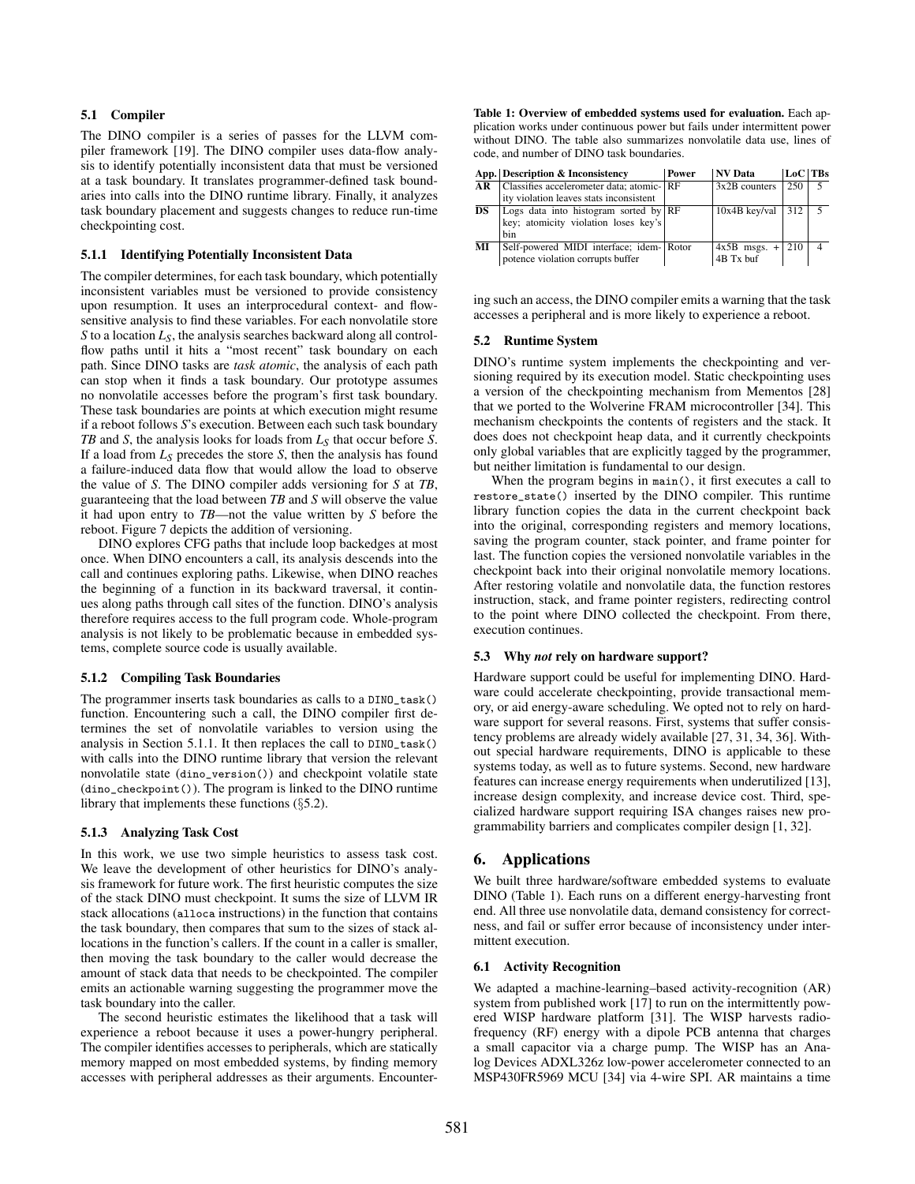### 5.1 Compiler

The DINO compiler is a series of passes for the LLVM compiler framework [19]. The DINO compiler uses data-flow analysis to identify potentially inconsistent data that must be versioned at a task boundary. It translates programmer-defined task boundaries into calls into the DINO runtime library. Finally, it analyzes task boundary placement and suggests changes to reduce run-time checkpointing cost.

#### 5.1.1 Identifying Potentially Inconsistent Data

The compiler determines, for each task boundary, which potentially inconsistent variables must be versioned to provide consistency upon resumption. It uses an interprocedural context- and flow-sensitive analysis to find these variables. For each nonvolatile store $S$ to a location $L_S$, the analysis searches backward along all control-flow paths until it hits a "most recent" task boundary on each path. Since DINO tasks are *task atomic*, the analysis of each path can stop when it finds a task boundary. Our prototype assumes no nonvolatile accesses before the program's first task boundary. These task boundaries are points at which execution might resume if a reboot follows $S$'s execution. Between each such task boundary $TB$ and $S$, the analysis looks for loads from $L_S$ that occur before $S$. If a load from $L_S$ precedes the store $S$, then the analysis has found a failure-induced data flow that would allow the load to observe the value of $S$. The DINO compiler adds versioning for $S$ at $TB$, guaranteeing that the load between $TB$ and $S$ will observe the value it had upon entry to $TB$—not the value written by $S$ before the reboot. Figure 7 depicts the addition of versioning.

DINO explores CFG paths that include loop backedges at most once. When DINO encounters a call, its analysis descends into the call and continues exploring paths. Likewise, when DINO reaches the beginning of a function in its backward traversal, it continues along paths through call sites of the function. DINO's analysis therefore requires access to the full program code. Whole-program analysis is not likely to be problematic because in embedded systems, complete source code is usually available.

#### 5.1.2 Compiling Task Boundaries

The programmer inserts task boundaries as calls to a `DINO_task()` function. Encountering such a call, the DINO compiler first determines the set of nonvolatile variables to version using the analysis in Section 5.1.1. It then replaces the call to `DINO_task()` with calls into the DINO runtime library that version the relevant nonvolatile state (`dino_version()`) and checkpoint volatile state (`dino_checkpoint()`). The program is linked to the DINO runtime library that implements these functions (§5.2).

#### 5.1.3 Analyzing Task Cost

In this work, we use two simple heuristics to assess task cost. We leave the development of other heuristics for DINO's analysis framework for future work. The first heuristic computes the size of the stack DINO must checkpoint. It sums the size of LLVM IR stack allocations (`alloca` instructions) in the function that contains the task boundary, then compares that sum to the sizes of stack allocations in the function's callers. If the count in a caller is smaller, then moving the task boundary to the caller would decrease the amount of stack data that needs to be checkpointed. The compiler emits an actionable warning suggesting the programmer move the task boundary into the caller.

The second heuristic estimates the likelihood that a task will experience a reboot because it uses a power-hungry peripheral. The compiler identifies accesses to peripherals, which are statically memory mapped on most embedded systems, by finding memory accesses with peripheral addresses as their arguments. Encountering such an access, the DINO compiler emits a warning that the task accesses a peripheral and is more likely to experience a reboot.

**Table 1: Overview of embedded systems used for evaluation.** Each application works under continuous power but fails under intermittent power without DINO. The table also summarizes nonvolatile data use, lines of code, and number of DINO task boundaries.

| App. | Description & Inconsistency | Power | NV Data | LoC | TBs |
|---|---|---|---|---|---|
| **AR** | Classifies accelerometer data; atomicity violation leaves stats inconsistent | RF | 3x2B counters | 250 | 5 |
| **DS** | Logs data into histogram sorted by key; atomicity violation loses key's bin | RF | 10x4B key/val | 312 | 5 |
| **MI** | Self-powered MIDI interface; idempotence violation corrupts buffer | Rotor | 4x5B msgs. + 4B Tx buf | 210 | 4 |

### 5.2 Runtime System

DINO's runtime system implements the checkpointing and versioning required by its execution model. Static checkpointing uses a version of the checkpointing mechanism from Mementos [28] that we ported to the Wolverine FRAM microcontroller [34]. This mechanism checkpoints the contents of registers and the stack. It does does not checkpoint heap data, and it currently checkpoints only global variables that are explicitly tagged by the programmer, but neither limitation is fundamental to our design.

When the program begins in `main()`, it first executes a call to `restore_state()` inserted by the DINO compiler. This runtime library function copies the data in the current checkpoint back into the original, corresponding registers and memory locations, saving the program counter, stack pointer, and frame pointer for last. The function copies the versioned nonvolatile variables in the checkpoint back into their original nonvolatile memory locations. After restoring volatile and nonvolatile data, the function restores instruction, stack, and frame pointer registers, redirecting control to the point where DINO collected the checkpoint. From there, execution continues.

### 5.3 Why *not* rely on hardware support?

Hardware support could be useful for implementing DINO. Hardware could accelerate checkpointing, provide transactional memory, or aid energy-aware scheduling. We opted not to rely on hardware support for several reasons. First, systems that suffer consistency problems are already widely available [27, 31, 34, 36]. Without special hardware requirements, DINO is applicable to these systems today, as well as to future systems. Second, new hardware features can increase energy requirements when underutilized [13], increase design complexity, and increase device cost. Third, specialized hardware support requiring ISA changes raises new programmability barriers and complicates compiler design [1, 32].

## 6. Applications

We built three hardware/software embedded systems to evaluate DINO (Table 1). Each runs on a different energy-harvesting front end. All three use nonvolatile data, demand consistency for correctness, and fail or suffer error because of inconsistency under intermittent execution.

### 6.1 Activity Recognition

We adapted a machine-learning–based activity-recognition (AR) system from published work [17] to run on the intermittently powered WISP hardware platform [31]. The WISP harvests radio-frequency (RF) energy with a dipole PCB antenna that charges a small capacitor via a charge pump. The WISP has an Analog Devices ADXL326z low-power accelerometer connected to an MSP430FR5969 MCU [34] via 4-wire SPI. AR maintains a time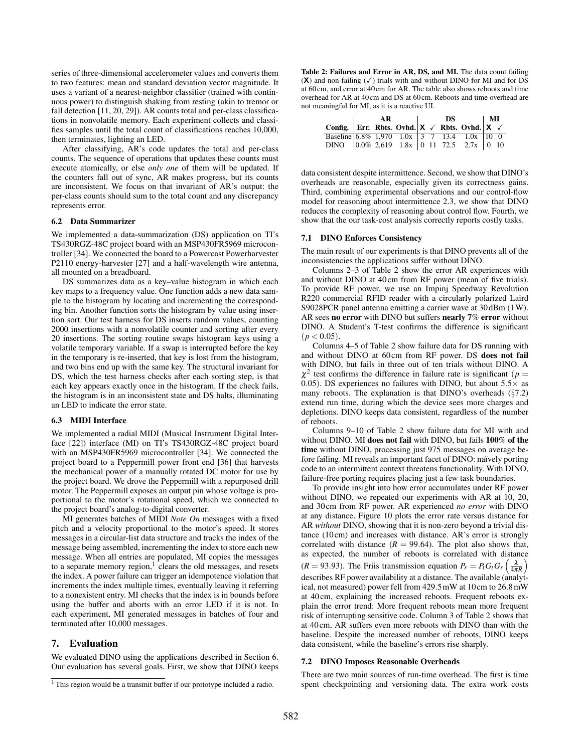series of three-dimensional accelerometer values and converts them to two features: mean and standard deviation vector magnitude. It uses a variant of a nearest-neighbor classifier (trained with continuous power) to distinguish shaking from resting (akin to tremor or fall detection [11, 20, 29]). AR counts total and per-class classifications in nonvolatile memory. Each experiment collects and classifies samples until the total count of classifications reaches 10,000, then terminates, lighting an LED.

After classifying, AR's code updates the total and per-class counts. The sequence of operations that updates these counts must execute atomically, or else *only one* of them will be updated. If the counters fall out of sync, AR makes progress, but its counts are inconsistent. We focus on that invariant of AR's output: the per-class counts should sum to the total count and any discrepancy represents error.

### 6.2 Data Summarizer

We implemented a data-summarization (DS) application on TI's TS430RGZ-48C project board with an MSP430FR5969 microcontroller [34]. We connected the board to a Powercast Powerharvester P2110 energy-harvester [27] and a half-wavelength wire antenna, all mounted on a breadboard.

DS summarizes data as a key–value histogram in which each key maps to a frequency value. One function adds a new data sample to the histogram by locating and incrementing the corresponding bin. Another function sorts the histogram by value using insertion sort. Our test harness for DS inserts random values, counting 2000 insertions with a nonvolatile counter and sorting after every 20 insertions. The sorting routine swaps histogram keys using a volatile temporary variable. If a swap is interrupted before the key in the temporary is re-inserted, that key is lost from the histogram, and two bins end up with the same key. The structural invariant for DS, which the test harness checks after each sorting step, is that each key appears exactly once in the histogram. If the check fails, the histogram is in an inconsistent state and DS halts, illuminating an LED to indicate the error state.

### 6.3 MIDI Interface

We implemented a radial MIDI (Musical Instrument Digital Interface [22]) interface (MI) on TI's TS430RGZ-48C project board with an MSP430FR5969 microcontroller [34]. We connected the project board to a Peppermill power front end [36] that harvests the mechanical power of a manually rotated DC motor for use by the project board. We drove the Peppermill with a repurposed drill motor. The Peppermill exposes an output pin whose voltage is proportional to the motor's rotational speed, which we connected to the project board's analog-to-digital converter.

MI generates batches of MIDI *Note On* messages with a fixed pitch and a velocity proportional to the motor's speed. It stores messages in a circular-list data structure and tracks the index of the message being assembled, incrementing the index to store each new message. When all entries are populated, MI copies the messages to a separate memory region,[1] clears the old messages, and resets the index. A power failure can trigger an idempotence violation that increments the index multiple times, eventually leaving it referring to a nonexistent entry. MI checks that the index is in bounds before using the buffer and aborts with an error LED if it is not. In each experiment, MI generated messages in batches of four and terminated after 10,000 messages.

## 7. Evaluation

We evaluated DINO using the applications described in Section 6. Our evaluation has several goals. First, we show that DINO keeps data consistent despite intermittence. Second, we show that DINO's overheads are reasonable, especially given its correctness gains. Third, combining experimental observations and our control-flow model for reasoning about intermittence 2.3, we show that DINO reduces the complexity of reasoning about control flow. Fourth, we show that the our task-cost analysis correctly reports costly tasks.

[1] This region would be a transmit buffer if our prototype included a radio.

**Table 2: Failures and Error in AR, DS, and MI.** The data count failing (✗) and non-failing (✓) trials with and without DINO for MI and for DS at 60 cm, and error at 40 cm for AR. The table also shows reboots and time overhead for AR at 40 cm and DS at 60 cm. Reboots and time overhead are not meaningful for MI, as it is a reactive UI.

| | AR | | | DS | | | | MI | |
|---|---|---|---|---|---|---|---|---|---|
| **Config.** | **Err.** | **Rbts.** | **Ovhd.** | **✗** | **✓** | **Rbts.** | **Ovhd.** | **✗** | **✓** |
| Baseline | 6.8% | 1,970 | 1.0x | 3 | 7 | 13.4 | 1.0x | 10 | 0 |
| DINO | 0.0% | 2,619 | 1.8x | 0 | 11 | 72.5 | 2.7x | 0 | 10 |

### 7.1 DINO Enforces Consistency

The main result of our experiments is that DINO prevents all of the inconsistencies the applications suffer without DINO.

Columns 2–3 of Table 2 show the error AR experiences with and without DINO at 40 cm from RF power (mean of five trials). To provide RF power, we use an Impinj Speedway Revolution R220 commercial RFID reader with a circularly polarized Laird S9028PCR panel antenna emitting a carrier wave at 30 dBm (1 W). AR sees **no error** with DINO but suffers **nearly 7% error** without DINO. A Student's T-test confirms the difference is significant ($p < 0.05$).

Columns 4–5 of Table 2 show failure data for DS running with and without DINO at 60 cm from RF power. DS **does not fail** with DINO, but fails in three out of ten trials without DINO. A $\chi^2$ test confirms the difference in failure rate is significant ($p = 0.05$). DS experiences no failures with DINO, but about 5.5× as many reboots. The explanation is that DINO's overheads (§7.2) extend run time, during which the device sees more charges and depletions. DINO keeps data consistent, regardless of the number of reboots.

Columns 9–10 of Table 2 show failure data for MI with and without DINO. MI **does not fail** with DINO, but fails **100% of the time** without DINO, processing just 975 messages on average before failing. MI reveals an important facet of DINO: naïvely porting code to an intermittent context threatens functionality. With DINO, failure-free porting requires placing just a few task boundaries.

To provide insight into how error accumulates under RF power without DINO, we repeated our experiments with AR at 10, 20, and 30 cm from RF power. AR experienced *no error* with DINO at any distance. Figure 10 plots the error rate versus distance for AR *without* DINO, showing that it is non-zero beyond a trivial distance (10 cm) and increases with distance. AR's error is strongly correlated with distance ($R = 99.64$). The plot also shows that, as expected, the number of reboots is correlated with distance ($R = 93.93$). The Friis transmission equation $P_r = P_t G_t G_r \left(\frac{\lambda}{4\pi R}\right)$ describes RF power availability at a distance. The available (analytical, not measured) power fell from 429.5 mW at 10 cm to 26.8 mW at 40 cm, explaining the increased reboots. Frequent reboots explain the error trend: More frequent reboots mean more frequent risk of interrupting sensitive code. Column 3 of Table 2 shows that at 40 cm, AR suffers even more reboots with DINO than with the baseline. Despite the increased number of reboots, DINO keeps data consistent, while the baseline's errors rise sharply.

### 7.2 DINO Imposes Reasonable Overheads

There are two main sources of run-time overhead. The first is time spent checkpointing and versioning data. The extra work costs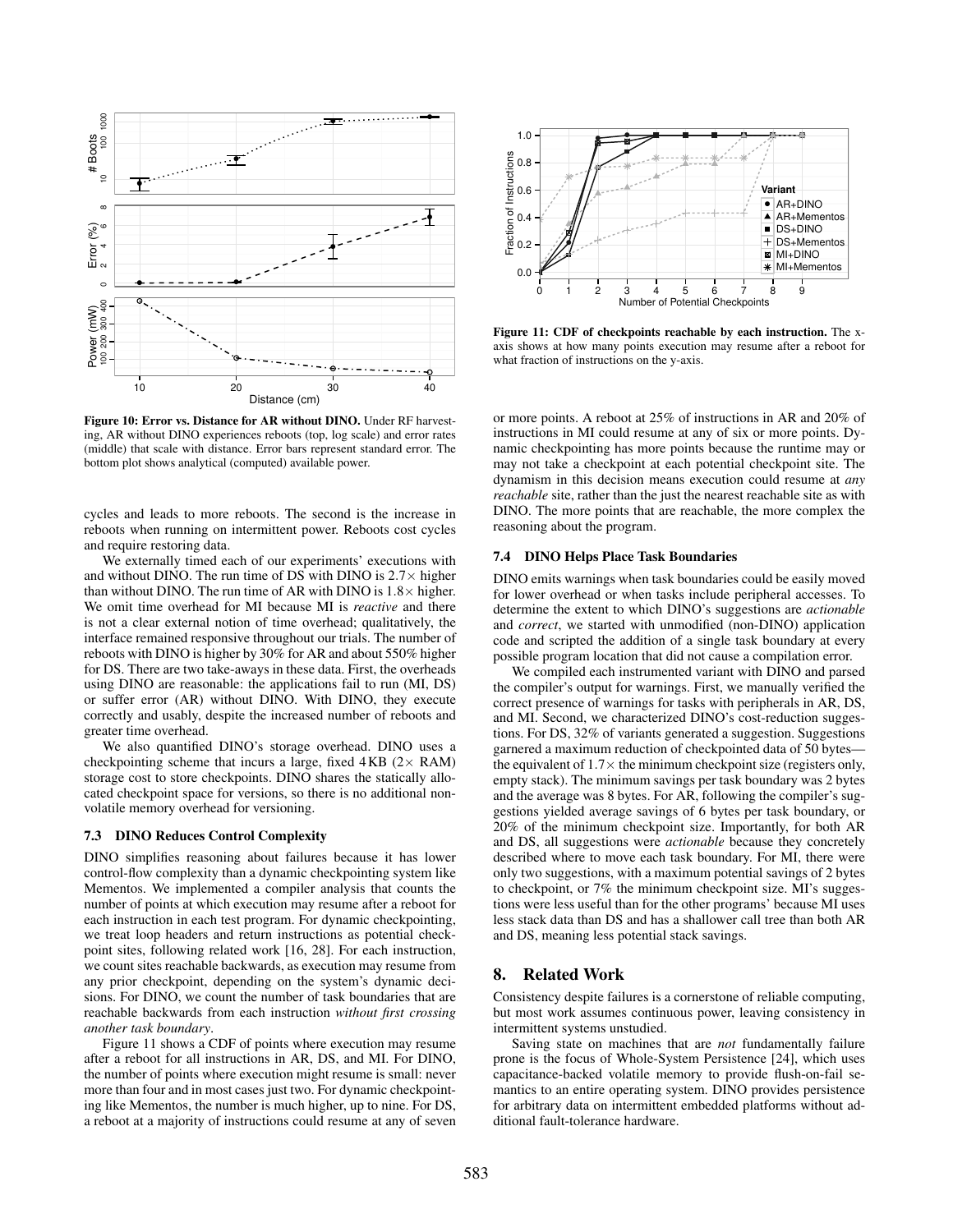#Boots
10
100
1000

Error (%)
0
2
4
6
8

Power (mW)
100
200
300
400

10
20
30
40
Distance (cm)

**Figure 10: Error vs. Distance for AR without DINO.** Under RF harvesting, AR without DINO experiences reboots (top, log scale) and error rates (middle) that scale with distance. Error bars represent standard error. The bottom plot shows analytical (computed) available power.

cycles and leads to more reboots. The second is the increase in reboots when running on intermittent power. Reboots cost cycles and require restoring data.

We externally timed each of our experiments' executions with and without DINO. The run time of DS with DINO is 2.7× higher than without DINO. The run time of AR with DINO is 1.8× higher. We omit time overhead for MI because MI is *reactive* and there is not a clear external notion of time overhead; qualitatively, the interface remained responsive throughout our trials. The number of reboots with DINO is higher by 30% for AR and about 550% higher for DS. There are two take-aways in these data. First, the overheads using DINO are reasonable: the applications fail to run (MI, DS) or suffer error (AR) without DINO. With DINO, they execute correctly and usably, despite the increased number of reboots and greater time overhead.

We also quantified DINO's storage overhead. DINO uses a checkpointing scheme that incurs a large, fixed 4 KB (2× RAM) storage cost to store checkpoints. DINO shares the statically allocated checkpoint space for versions, so there is no additional non-volatile memory overhead for versioning.

### 7.3 DINO Reduces Control Complexity

DINO simplifies reasoning about failures because it has lower control-flow complexity than a dynamic checkpointing system like Mementos. We implemented a compiler analysis that counts the number of points at which execution may resume after a reboot for each instruction in each test program. For dynamic checkpointing, we treat loop headers and return instructions as potential checkpoint sites, following related work [16, 28]. For each instruction, we count sites reachable backwards, as execution may resume from any prior checkpoint, depending on the system's dynamic decisions. For DINO, we count the number of task boundaries that are reachable backwards from each instruction *without first crossing another task boundary*.

Figure 11 shows a CDF of points where execution may resume after a reboot for all instructions in AR, DS, and MI. For DINO, the number of points where execution might resume is small: never more than four and in most cases just two. For dynamic checkpointing like Mementos, the number is much higher, up to nine. For DS, a reboot at a majority of instructions could resume at any of seven

Fraction of Instructions
0.0
0.2
0.4
0.6
0.8
1.0
0
1
2
3
4
5
6
7
8
9
Number of Potential Checkpoints
Variant
AR+DINO
AR+Mementos
DS+DINO
DS+Mementos
MI+DINO
MI+Mementos

**Figure 11: CDF of checkpoints reachable by each instruction.** The x-axis shows at how many points execution may resume after a reboot for what fraction of instructions on the y-axis.

or more points. A reboot at 25% of instructions in AR and 20% of instructions in MI could resume at any of six or more points. Dynamic checkpointing has more points because the runtime may or may not take a checkpoint at each potential checkpoint site. The dynamism in this decision means execution could resume at *any reachable* site, rather than the just the nearest reachable site as with DINO. The more points that are reachable, the more complex the reasoning about the program.

### 7.4 DINO Helps Place Task Boundaries

DINO emits warnings when task boundaries could be easily moved for lower overhead or when tasks include peripheral accesses. To determine the extent to which DINO's suggestions are *actionable* and *correct*, we started with unmodified (non-DINO) application code and scripted the addition of a single task boundary at every possible program location that did not cause a compilation error.

We compiled each instrumented variant with DINO and parsed the compiler's output for warnings. First, we manually verified the correct presence of warnings for tasks with peripherals in AR, DS, and MI. Second, we characterized DINO's cost-reduction suggestions. For DS, 32% of variants generated a suggestion. Suggestions garnered a maximum reduction of checkpointed data of 50 bytes—the equivalent of 1.7× the minimum checkpoint size (registers only, empty stack). The minimum savings per task boundary was 2 bytes and the average was 8 bytes. For AR, following the compiler's suggestions yielded average savings of 6 bytes per task boundary, or 20% of the minimum checkpoint size. Importantly, for both AR and DS, all suggestions were *actionable* because they concretely described where to move each task boundary. For MI, there were only two suggestions, with a maximum potential savings of 2 bytes to checkpoint, or 7% the minimum checkpoint size. MI's suggestions were less useful than for the other programs' because MI uses less stack data than DS and has a shallower call tree than both AR and DS, meaning less potential stack savings.

## 8. Related Work

Consistency despite failures is a cornerstone of reliable computing, but most work assumes continuous power, leaving consistency in intermittent systems unstudied.

Saving state on machines that are *not* fundamentally failure prone is the focus of Whole-System Persistence [24], which uses capacitance-backed volatile memory to provide flush-on-fail semantics to an entire operating system. DINO provides persistence for arbitrary data on intermittent embedded platforms without additional fault-tolerance hardware.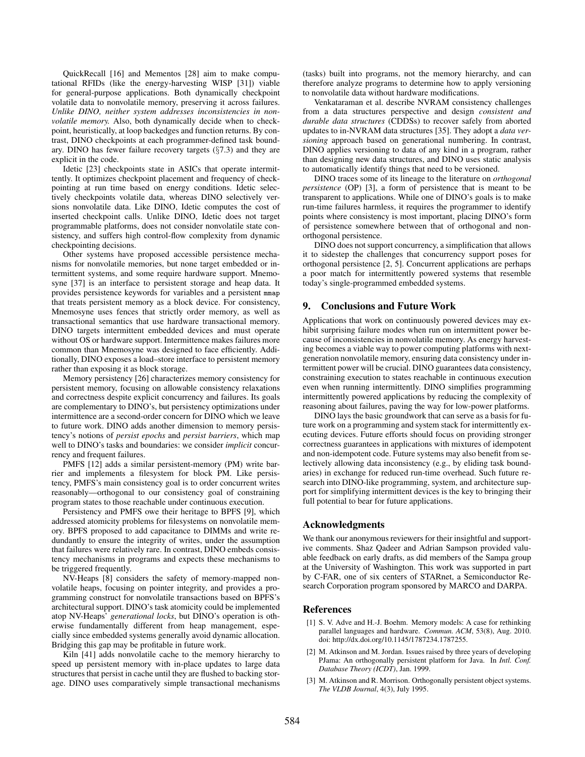QuickRecall [16] and Mementos [28] aim to make computational RFIDs (like the energy-harvesting WISP [31]) viable for general-purpose applications. Both dynamically checkpoint volatile data to nonvolatile memory, preserving it across failures. *Unlike DINO, neither system addresses inconsistencies in nonvolatile memory.* Also, both dynamically decide when to checkpoint, heuristically, at loop backedges and function returns. By contrast, DINO checkpoints at each programmer-defined task boundary. DINO has fewer failure recovery targets (§7.3) and they are explicit in the code.

Idetic [23] checkpoints state in ASICs that operate intermittently. It optimizes checkpoint placement and frequency of checkpointing at run time based on energy conditions. Idetic selectively checkpoints volatile data, whereas DINO selectively versions nonvolatile data. Like DINO, Idetic computes the cost of inserted checkpoint calls. Unlike DINO, Idetic does not target programmable platforms, does not consider nonvolatile state consistency, and suffers high control-flow complexity from dynamic checkpointing decisions.

Other systems have proposed accessible persistence mechanisms for nonvolatile memories, but none target embedded or intermittent systems, and some require hardware support. Mnemosyne [37] is an interface to persistent storage and heap data. It provides persistence keywords for variables and a persistent `mmap` that treats persistent memory as a block device. For consistency, Mnemosyne uses fences that strictly order memory, as well as transactional semantics that use hardware transactional memory. DINO targets intermittent embedded devices and must operate without OS or hardware support. Intermittence makes failures more common than Mnemosyne was designed to face efficiently. Additionally, DINO exposes a load–store interface to persistent memory rather than exposing it as block storage.

Memory persistency [26] characterizes memory consistency for persistent memory, focusing on allowable consistency relaxations and correctness despite explicit concurrency and failures. Its goals are complementary to DINO's, but persistency optimizations under intermittence are a second-order concern for DINO which we leave to future work. DINO adds another dimension to memory persistency's notions of *persist epochs* and *persist barriers*, which map well to DINO's tasks and boundaries: we consider *implicit* concurrency and frequent failures.

PMFS [12] adds a similar persistent-memory (PM) write barrier and implements a filesystem for block PM. Like persistency, PMFS's main consistency goal is to order concurrent writes reasonably—orthogonal to our consistency goal of constraining program states to those reachable under continuous execution.

Persistency and PMFS owe their heritage to BPFS [9], which addressed atomicity problems for filesystems on nonvolatile memory. BPFS proposed to add capacitance to DIMMs and write redundantly to ensure the integrity of writes, under the assumption that failures were relatively rare. In contrast, DINO embeds consistency mechanisms in programs and expects these mechanisms to be triggered frequently.

NV-Heaps [8] considers the safety of memory-mapped nonvolatile heaps, focusing on pointer integrity, and provides a programming construct for nonvolatile transactions based on BPFS's architectural support. DINO's task atomicity could be implemented atop NV-Heaps' *generational locks*, but DINO's operation is otherwise fundamentally different from heap management, especially since embedded systems generally avoid dynamic allocation. Bridging this gap may be profitable in future work.

Kiln [41] adds nonvolatile cache to the memory hierarchy to speed up persistent memory with in-place updates to large data structures that persist in cache until they are flushed to backing storage. DINO uses comparatively simple transactional mechanisms (tasks) built into programs, not the memory hierarchy, and can therefore analyze programs to determine how to apply versioning to nonvolatile data without hardware modifications.

Venkataraman et al. describe NVRAM consistency challenges from a data structures perspective and design *consistent and durable data structures* (CDDSs) to recover safely from aborted updates to in-NVRAM data structures [35]. They adopt a *data versioning* approach based on generational numbering. In contrast, DINO applies versioning to data of any kind in a program, rather than designing new data structures, and DINO uses static analysis to automatically identify things that need to be versioned.

DINO traces some of its lineage to the literature on *orthogonal persistence* (OP) [3], a form of persistence that is meant to be transparent to applications. While one of DINO's goals is to make run-time failures harmless, it requires the programmer to identify points where consistency is most important, placing DINO's form of persistence somewhere between that of orthogonal and non-orthogonal persistence.

DINO does not support concurrency, a simplification that allows it to sidestep the challenges that concurrency support poses for orthogonal persistence [2, 5]. Concurrent applications are perhaps a poor match for intermittently powered systems that resemble today's single-programmed embedded systems.

## 9. Conclusions and Future Work

Applications that work on continuously powered devices may exhibit surprising failure modes when run on intermittent power because of inconsistencies in nonvolatile memory. As energy harvesting becomes a viable way to power computing platforms with next-generation nonvolatile memory, ensuring data consistency under intermittent power will be crucial. DINO guarantees data consistency, constraining execution to states reachable in continuous execution even when running intermittently. DINO simplifies programming intermittently powered applications by reducing the complexity of reasoning about failures, paving the way for low-power platforms.

DINO lays the basic groundwork that can serve as a basis for future work on a programming and system stack for intermittently executing devices. Future efforts should focus on providing stronger correctness guarantees in applications with mixtures of idempotent and non-idempotent code. Future systems may also benefit from selectively allowing data inconsistency (e.g., by eliding task boundaries) in exchange for reduced run-time overhead. Such future research into DINO-like programming, system, and architecture support for simplifying intermittent devices is the key to bringing their full potential to bear for future applications.

## Acknowledgments

We thank our anonymous reviewers for their insightful and supportive comments. Shaz Qadeer and Adrian Sampson provided valuable feedback on early drafts, as did members of the Sampa group at the University of Washington. This work was supported in part by C-FAR, one of six centers of STARnet, a Semiconductor Research Corporation program sponsored by MARCO and DARPA.

## References

[1] S. V. Adve and H.-J. Boehm. Memory models: A case for rethinking parallel languages and hardware. *Commun. ACM*, 53(8), Aug. 2010. doi: http://dx.doi.org/10.1145/1787234.1787255.

[2] M. Atkinson and M. Jordan. Issues raised by three years of developing PJama: An orthogonally persistent platform for Java. In *Intl. Conf. Database Theory (ICDT)*, Jan. 1999.

[3] M. Atkinson and R. Morrison. Orthogonally persistent object systems. *The VLDB Journal*, 4(3), July 1995.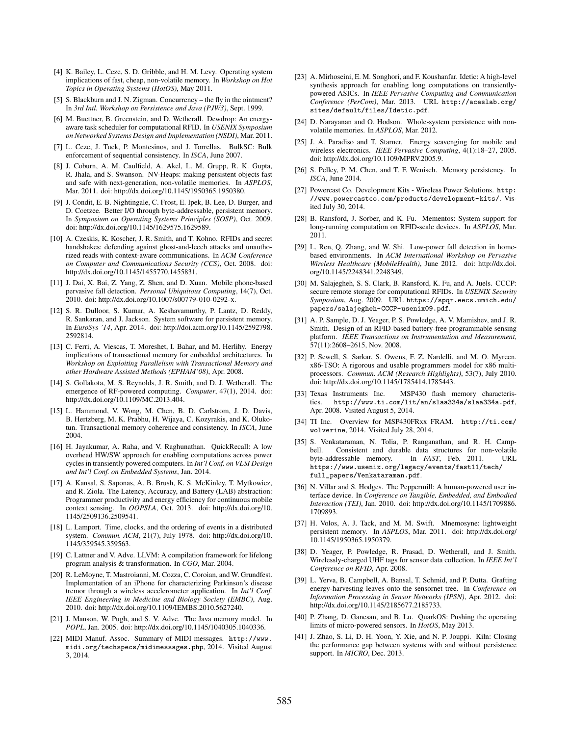[4] K. Bailey, L. Ceze, S. D. Gribble, and H. M. Levy. Operating system implications of fast, cheap, non-volatile memory. In *Workshop on Hot Topics in Operating Systems (HotOS)*, May 2011.

[5] S. Blackburn and J. N. Zigman. Concurrency – the fly in the ointment? In *3rd Intl. Workshop on Persistence and Java (PJW3)*, Sept. 1999.

[6] M. Buettner, B. Greenstein, and D. Wetherall. Dewdrop: An energy-aware task scheduler for computational RFID. In *USENIX Symposium on Networked Systems Design and Implementation (NSDI)*, Mar. 2011.

[7] L. Ceze, J. Tuck, P. Montesinos, and J. Torrellas. BulkSC: Bulk enforcement of sequential consistency. In *ISCA*, June 2007.

[8] J. Coburn, A. M. Caulfield, A. Akel, L. M. Grupp, R. K. Gupta, R. Jhala, and S. Swanson. NV-Heaps: making persistent objects fast and safe with next-generation, non-volatile memories. In *ASPLOS*, Mar. 2011. doi: http://dx.doi.org/10.1145/1950365.1950380.

[9] J. Condit, E. B. Nightingale, C. Frost, E. Ipek, B. Lee, D. Burger, and D. Coetzee. Better I/O through byte-addressable, persistent memory. In *Symposium on Operating Systems Principles (SOSP)*, Oct. 2009. doi: http://dx.doi.org/10.1145/1629575.1629589.

[10] A. Czeskis, K. Koscher, J. R. Smith, and T. Kohno. RFIDs and secret handshakes: defending against ghost-and-leech attacks and unauthorized reads with context-aware communications. In *ACM Conference on Computer and Communications Security (CCS)*, Oct. 2008. doi: http://dx.doi.org/10.1145/1455770.1455831.

[11] J. Dai, X. Bai, Z. Yang, Z. Shen, and D. Xuan. Mobile phone-based pervasive fall detection. *Personal Ubiquitous Computing*, 14(7), Oct. 2010. doi: http://dx.doi.org/10.1007/s00779-010-0292-x.

[12] S. R. Dulloor, S. Kumar, A. Keshavamurthy, P. Lantz, D. Reddy, R. Sankaran, and J. Jackson. System software for persistent memory. In *EuroSys '14*, Apr. 2014. doi: http://doi.acm.org/10.1145/2592798.2592814.

[13] C. Ferri, A. Viescas, T. Moreshet, I. Bahar, and M. Herlihy. Energy implications of transactional memory for embedded architectures. In *Workshop on Exploiting Parallelism with Transactional Memory and other Hardware Assisted Methods (EPHAM'08)*, Apr. 2008.

[14] S. Gollakota, M. S. Reynolds, J. R. Smith, and D. J. Wetherall. The emergence of RF-powered computing. *Computer*, 47(1), 2014. doi: http://dx.doi.org/10.1109/MC.2013.404.

[15] L. Hammond, V. Wong, M. Chen, B. D. Carlstrom, J. D. Davis, B. Hertzberg, M. K. Prabhu, H. Wijaya, C. Kozyrakis, and K. Olukotun. Transactional memory coherence and consistency. In *ISCA*, June 2004.

[16] H. Jayakumar, A. Raha, and V. Raghunathan. QuickRecall: A low overhead HW/SW approach for enabling computations across power cycles in transiently powered computers. In *Int'l Conf. on VLSI Design and Int'l Conf. on Embedded Systems*, Jan. 2014.

[17] A. Kansal, S. Saponas, A. B. Brush, K. S. McKinley, T. Mytkowicz, and R. Ziola. The Latency, Accuracy, and Battery (LAB) abstraction: Programmer productivity and energy efficiency for continuous mobile context sensing. In *OOPSLA*, Oct. 2013. doi: http://dx.doi.org/10.1145/2509136.2509541.

[18] L. Lamport. Time, clocks, and the ordering of events in a distributed system. *Commun. ACM*, 21(7), July 1978. doi: http://dx.doi.org/10.1145/359545.359563.

[19] C. Lattner and V. Adve. LLVM: A compilation framework for lifelong program analysis & transformation. In *CGO*, Mar. 2004.

[20] R. LeMoyne, T. Mastroianni, M. Cozza, C. Coroian, and W. Grundfest. Implementation of an iPhone for characterizing Parkinson's disease tremor through a wireless accelerometer application. In *Int'l Conf. IEEE Engineering in Medicine and Biology Society (EMBC)*, Aug. 2010. doi: http://dx.doi.org/10.1109/IEMBS.2010.5627240.

[21] J. Manson, W. Pugh, and S. V. Adve. The Java memory model. In *POPL*, Jan. 2005. doi: http://dx.doi.org/10.1145/1040305.1040336.

[22] MIDI Manuf. Assoc. Summary of MIDI messages. http://www.midi.org/techspecs/midimessages.php, 2014. Visited August 3, 2014.

[23] A. Mirhoseini, E. M. Songhori, and F. Koushanfar. Idetic: A high-level synthesis approach for enabling long computations on transiently-powered ASICs. In *IEEE Pervasive Computing and Communication Conference (PerCom)*, Mar. 2013. URL http://aceslab.org/sites/default/files/Idetic.pdf.

[24] D. Narayanan and O. Hodson. Whole-system persistence with non-volatile memories. In *ASPLOS*, Mar. 2012.

[25] J. A. Paradiso and T. Starner. Energy scavenging for mobile and wireless electronics. *IEEE Pervasive Computing*, 4(1):18–27, 2005. doi: http://dx.doi.org/10.1109/MPRV.2005.9.

[26] S. Pelley, P. M. Chen, and T. F. Wenisch. Memory persistency. In *ISCA*, June 2014.

[27] Powercast Co. Development Kits - Wireless Power Solutions. http://www.powercastco.com/products/development-kits/. Visited July 30, 2014.

[28] B. Ransford, J. Sorber, and K. Fu. Mementos: System support for long-running computation on RFID-scale devices. In *ASPLOS*, Mar. 2011.

[29] L. Ren, Q. Zhang, and W. Shi. Low-power fall detection in home-based environments. In *ACM International Workshop on Pervasive Wireless Healthcare (MobileHealth)*, June 2012. doi: http://dx.doi.org/10.1145/2248341.2248349.

[30] M. Salajegheh, S. S. Clark, B. Ransford, K. Fu, and A. Juels. CCCP: secure remote storage for computational RFIDs. In *USENIX Security Symposium*, Aug. 2009. URL https://spqr.eecs.umich.edu/papers/salajegheh-CCCP-usenix09.pdf.

[31] A. P. Sample, D. J. Yeager, P. S. Powledge, A. V. Mamishev, and J. R. Smith. Design of an RFID-based battery-free programmable sensing platform. *IEEE Transactions on Instrumentation and Measurement*, 57(11):2608–2615, Nov. 2008.

[32] P. Sewell, S. Sarkar, S. Owens, F. Z. Nardelli, and M. O. Myreen. x86-TSO: A rigorous and usable programmers model for x86 multiprocessors. *Commun. ACM (Research Highlights)*, 53(7), July 2010. doi: http://dx.doi.org/10.1145/1785414.1785443.

[33] Texas Instruments Inc. MSP430 flash memory characteristics. http://www.ti.com/lit/an/slaa334a/slaa334a.pdf, Apr. 2008. Visited August 5, 2014.

[34] TI Inc. Overview for MSP430FRxx FRAM. http://ti.com/wolverine, 2014. Visited July 28, 2014.

[35] S. Venkataraman, N. Tolia, P. Ranganathan, and R. H. Campbell. Consistent and durable data structures for non-volatile byte-addressable memory. In *FAST*, Feb. 2011. URL https://www.usenix.org/legacy/events/fast11/tech/full_papers/Venkataraman.pdf.

[36] N. Villar and S. Hodges. The Peppermill: A human-powered user interface device. In *Conference on Tangible, Embedded, and Embodied Interaction (TEI)*, Jan. 2010. doi: http://dx.doi.org/10.1145/1709886.1709893.

[37] H. Volos, A. J. Tack, and M. M. Swift. Mnemosyne: lightweight persistent memory. In *ASPLOS*, Mar. 2011. doi: http://dx.doi.org/10.1145/1950365.1950379.

[38] D. Yeager, P. Powledge, R. Prasad, D. Wetherall, and J. Smith. Wirelessly-charged UHF tags for sensor data collection. In *IEEE Int'l Conference on RFID*, Apr. 2008.

[39] L. Yerva, B. Campbell, A. Bansal, T. Schmid, and P. Dutta. Grafting energy-harvesting leaves onto the sensornet tree. In *Conference on Information Processing in Sensor Networks (IPSN)*, Apr. 2012. doi: http://dx.doi.org/10.1145/2185677.2185733.

[40] P. Zhang, D. Ganesan, and B. Lu. QuarkOS: Pushing the operating limits of micro-powered sensors. In *HotOS*, May 2013.

[41] J. Zhao, S. Li, D. H. Yoon, Y. Xie, and N. P. Jouppi. Kiln: Closing the performance gap between systems with and without persistence support. In *MICRO*, Dec. 2013.